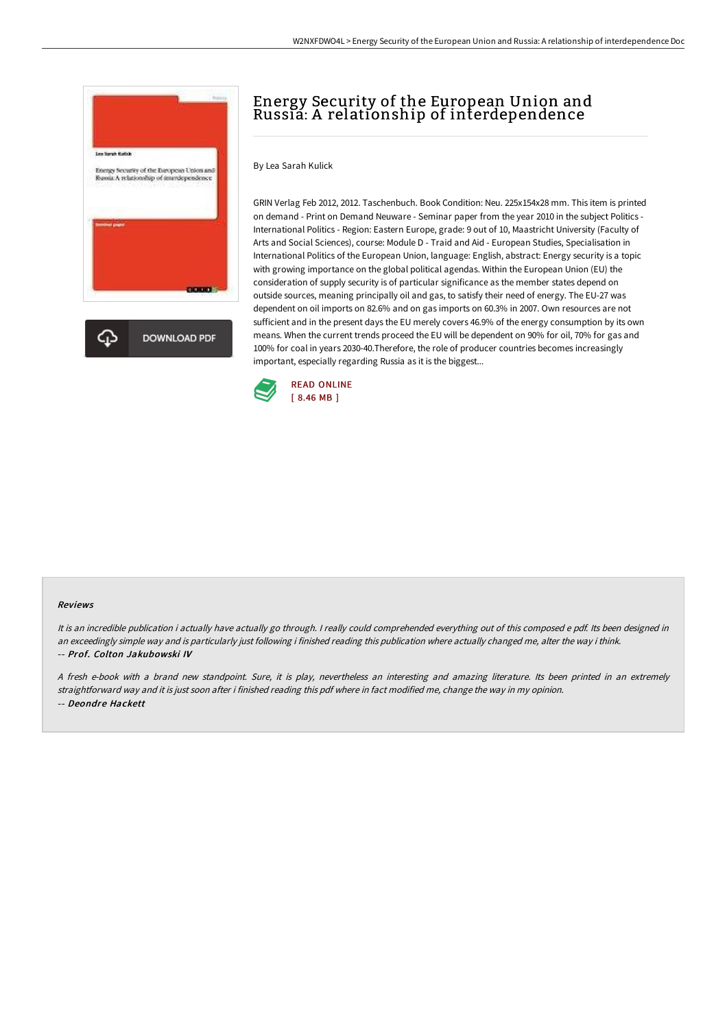# Energy Security of the European Union and Russia: A relationship of interdependence

By Lea Sarah Kulick

GRIN Verlag Feb 2012, 2012. Taschenbuch. Book Condition: Neu. 225x154x28 mm. This item is printed on demand - Print on Demand Neuware - Seminar paper from the year 2010 in the subject Politics - International Politics - Region: Eastern Europe, grade: 9 out of 10, Maastricht University (Faculty of Arts and Social Sciences), course: Module D - Traid and Aid - European Studies, Specialisation in International Politics of the European Union, language: English, abstract: Energy security is a topic with growing importance on the global political agendas. Within the European Union (EU) the consideration of supply security is of particular significance as the member states depend on outside sources, meaning principally oil and gas, to satisfy their need of energy. The EU-27 was dependent on oil imports on 82.6% and on gas imports on 60.3% in 2007. Own resources are not sufficient and in the present days the EU merely covers 46.9% of the energy consumption by its own means. When the current trends proceed the EU will be dependent on 90% for oil, 70% for gas and 100% for coal in years 2030-40.Therefore, the role of producer countries becomes increasingly important, especially regarding Russia as it is the biggest...

DOWNLOAD PDF

READ ONLINE
[ 8.46 MB ]

### Reviews

*It is an incredible publication i actually have actually go through. I really could comprehended everything out of this composed e pdf. Its been designed in an exceedingly simple way and is particularly just following i finished reading this publication where actually changed me, alter the way i think.*
*-- **Prof. Colton Jakubowski IV***

*A fresh e-book with a brand new standpoint. Sure, it is play, nevertheless an interesting and amazing literature. Its been printed in an extremely straightforward way and it is just soon after i finished reading this pdf where in fact modified me, change the way in my opinion.*
*-- **Deondre Hackett***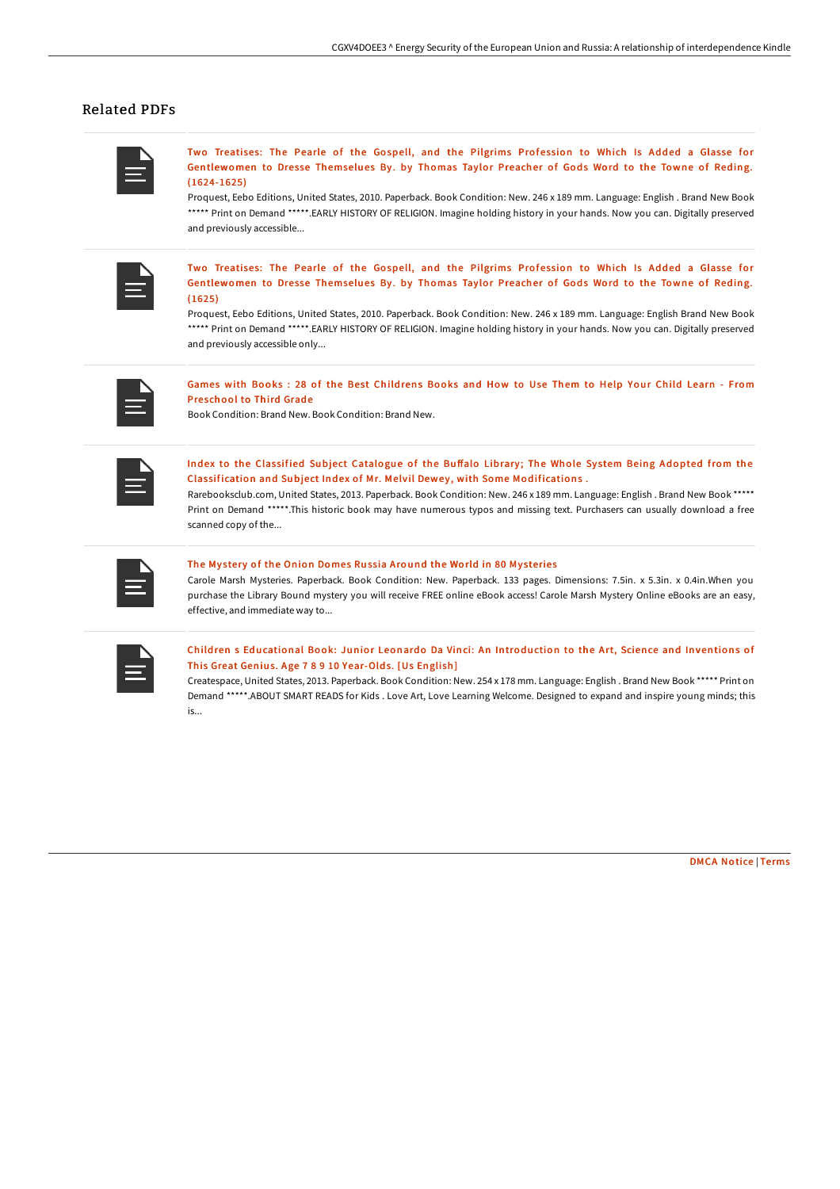## Related PDFs

**Two Treatises: The Pearle of the Gospell, and the Pilgrims Profession to Which Is Added a Glasse for Gentlewomen to Dresse Themselues By. by Thomas Taylor Preacher of Gods Word to the Towne of Reding. (1624-1625)**

Proquest, Eebo Editions, United States, 2010. Paperback. Book Condition: New. 246 x 189 mm. Language: English . Brand New Book ***** Print on Demand *****.EARLY HISTORY OF RELIGION. Imagine holding history in your hands. Now you can. Digitally preserved and previously accessible...

**Two Treatises: The Pearle of the Gospell, and the Pilgrims Profession to Which Is Added a Glasse for Gentlewomen to Dresse Themselues By. by Thomas Taylor Preacher of Gods Word to the Towne of Reding. (1625)**

Proquest, Eebo Editions, United States, 2010. Paperback. Book Condition: New. 246 x 189 mm. Language: English Brand New Book ***** Print on Demand *****.EARLY HISTORY OF RELIGION. Imagine holding history in your hands. Now you can. Digitally preserved and previously accessible only...

**Games with Books : 28 of the Best Childrens Books and How to Use Them to Help Your Child Learn - From Preschool to Third Grade**

Book Condition: Brand New. Book Condition: Brand New.

**Index to the Classified Subject Catalogue of the Buffalo Library; The Whole System Being Adopted from the Classification and Subject Index of Mr. Melvil Dewey, with Some Modifications .**

Rarebooksclub.com, United States, 2013. Paperback. Book Condition: New. 246 x 189 mm. Language: English . Brand New Book ***** Print on Demand *****.This historic book may have numerous typos and missing text. Purchasers can usually download a free scanned copy of the...

**The Mystery of the Onion Domes Russia Around the World in 80 Mysteries**

Carole Marsh Mysteries. Paperback. Book Condition: New. Paperback. 133 pages. Dimensions: 7.5in. x 5.3in. x 0.4in.When you purchase the Library Bound mystery you will receive FREE online eBook access! Carole Marsh Mystery Online eBooks are an easy, effective, and immediate way to...

**Children s Educational Book: Junior Leonardo Da Vinci: An Introduction to the Art, Science and Inventions of This Great Genius. Age 7 8 9 10 Year-Olds. [Us English]**

Createspace, United States, 2013. Paperback. Book Condition: New. 254 x 178 mm. Language: English . Brand New Book ***** Print on Demand *****.ABOUT SMART READS for Kids . Love Art, Love Learning Welcome. Designed to expand and inspire young minds; this is...